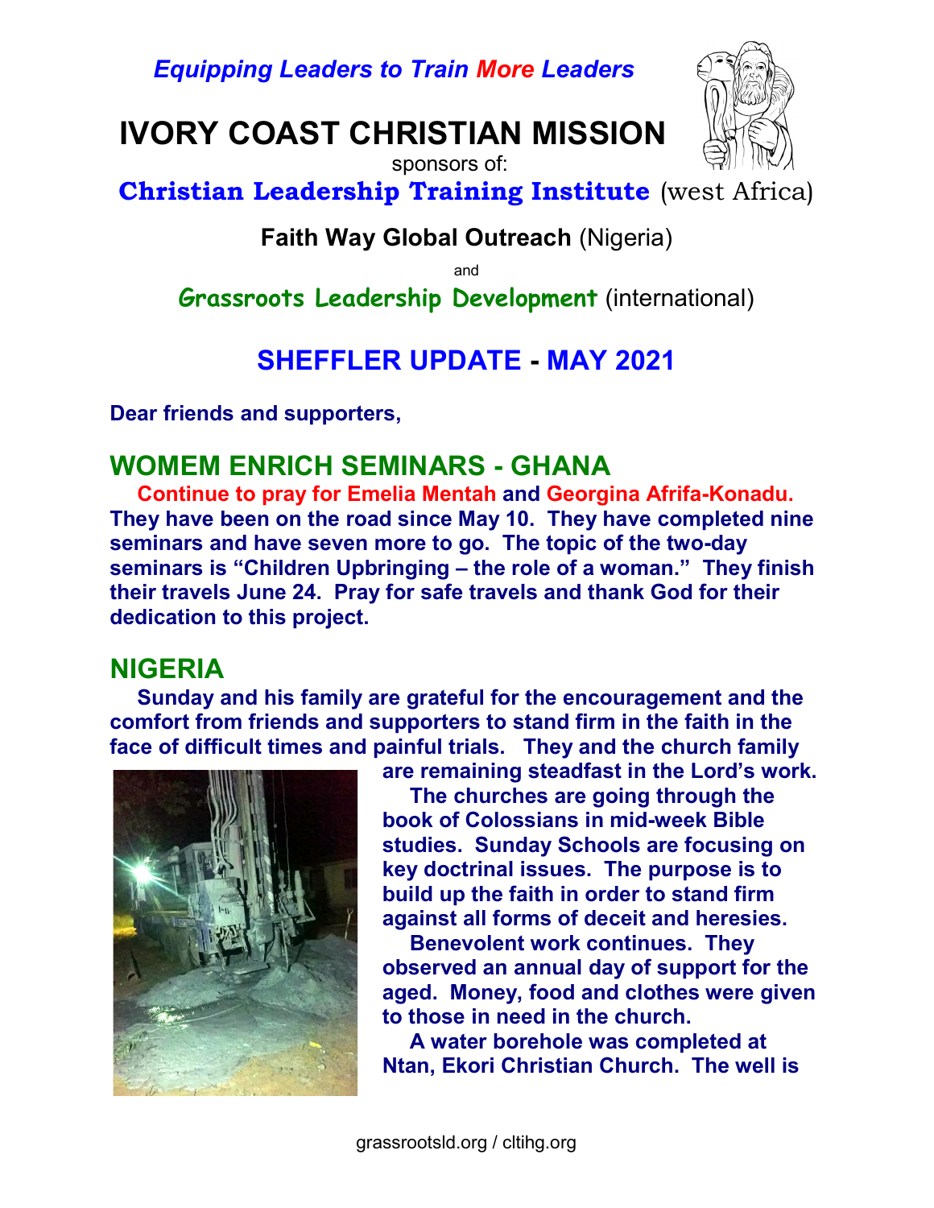*Equipping Leaders to Train More Leaders*

# IVORY COAST CHRISTIAN MISSION

sponsors of:

**Christian Leadership Training Institute** (west Africa)

**Faith Way Global Outreach** (Nigeria)

and

**Grassroots Leadership Development** (international)

## SHEFFLER UPDATE - MAY 2021

**Dear friends and supporters,**

## WOMEM ENRICH SEMINARS - GHANA

**Continue to pray for Emelia Mentah and Georgina Afrifa-Konadu. They have been on the road since May 10. They have completed nine seminars and have seven more to go. The topic of the two-day seminars is "Children Upbringing – the role of a woman." They finish their travels June 24. Pray for safe travels and thank God for their dedication to this project.**

## NIGERIA

**Sunday and his family are grateful for the encouragement and the comfort from friends and supporters to stand firm in the faith in the face of difficult times and painful trials. They and the church family are remaining steadfast in the Lord's work.**

**The churches are going through the book of Colossians in mid-week Bible studies. Sunday Schools are focusing on key doctrinal issues. The purpose is to build up the faith in order to stand firm against all forms of deceit and heresies.**

**Benevolent work continues. They observed an annual day of support for the aged. Money, food and clothes were given to those in need in the church.**

**A water borehole was completed at Ntan, Ekori Christian Church. The well is**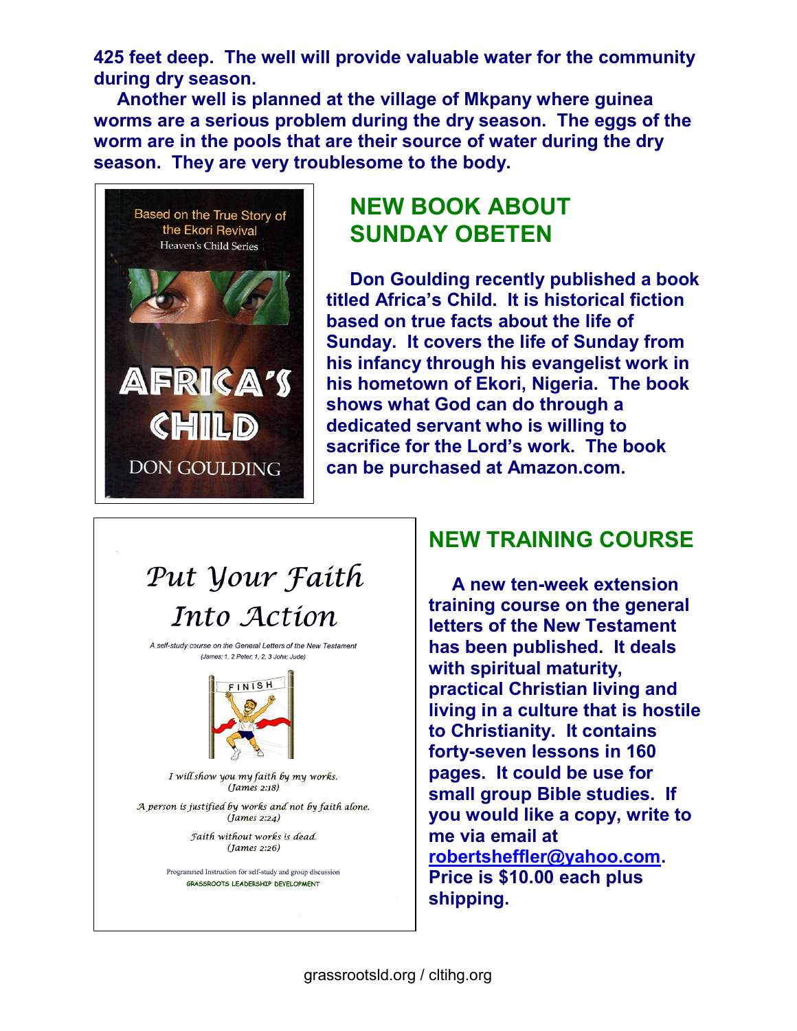**425 feet deep. The well will provide valuable water for the community during dry season.**

**Another well is planned at the village of Mkpany where guinea worms are a serious problem during the dry season. The eggs of the worm are in the pools that are their source of water during the dry season. They are very troublesome to the body.**

Based on the True Story of the Ekori Revival
Heaven's Child Series

AFRICA'S CHILD

DON GOULDING

## NEW BOOK ABOUT SUNDAY OBETEN

**Don Goulding recently published a book titled Africa's Child. It is historical fiction based on true facts about the life of Sunday. It covers the life of Sunday from his infancy through his evangelist work in his hometown of Ekori, Nigeria. The book shows what God can do through a dedicated servant who is willing to sacrifice for the Lord's work. The book can be purchased at Amazon.com.**

*Put Your Faith Into Action*

*A self-study course on the General Letters of the New Testament (James; 1, 2 Peter; 1, 2, 3 John; Jude)*

FINISH

*I will show you my faith by my works.* (James 2:18)

*A person is justified by works and not by faith alone.* (James 2:24)

*Faith without works is dead.* (James 2:26)

Programmed Instruction for self-study and group discussion
GRASSROOTS LEADERSHIP DEVELOPMENT

## NEW TRAINING COURSE

**A new ten-week extension training course on the general letters of the New Testament has been published. It deals with spiritual maturity, practical Christian living and living in a culture that is hostile to Christianity. It contains forty-seven lessons in 160 pages. It could be use for small group Bible studies. If you would like a copy, write to me via email at robertsheffler@yahoo.com. Price is $10.00 each plus shipping.**

grassrootsld.org / cltihg.org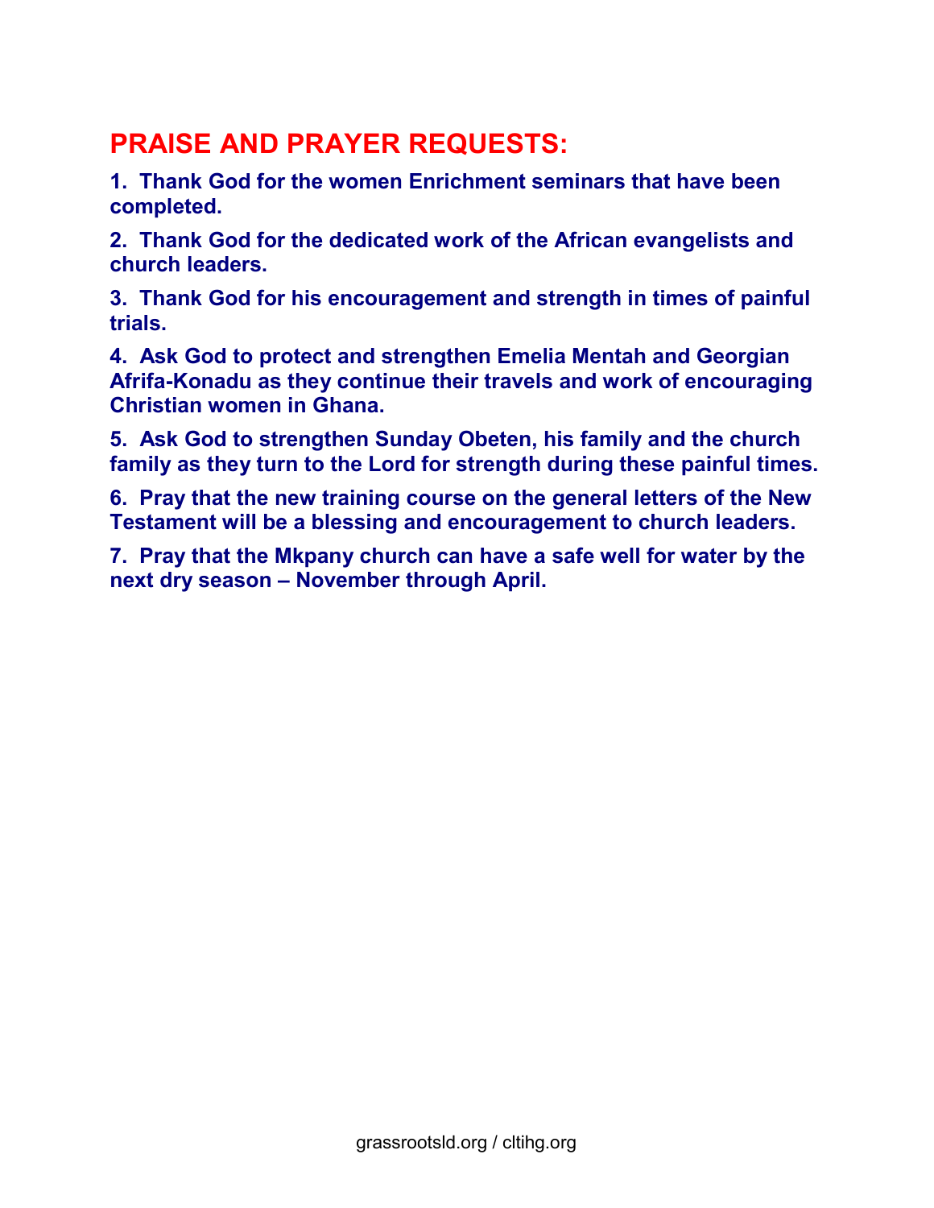## PRAISE AND PRAYER REQUESTS:

**1. Thank God for the women Enrichment seminars that have been completed.**

**2. Thank God for the dedicated work of the African evangelists and church leaders.**

**3. Thank God for his encouragement and strength in times of painful trials.**

**4. Ask God to protect and strengthen Emelia Mentah and Georgian Afrifa-Konadu as they continue their travels and work of encouraging Christian women in Ghana.**

**5. Ask God to strengthen Sunday Obeten, his family and the church family as they turn to the Lord for strength during these painful times.**

**6. Pray that the new training course on the general letters of the New Testament will be a blessing and encouragement to church leaders.**

**7. Pray that the Mkpany church can have a safe well for water by the next dry season – November through April.**

grassrootsld.org / cltihg.org